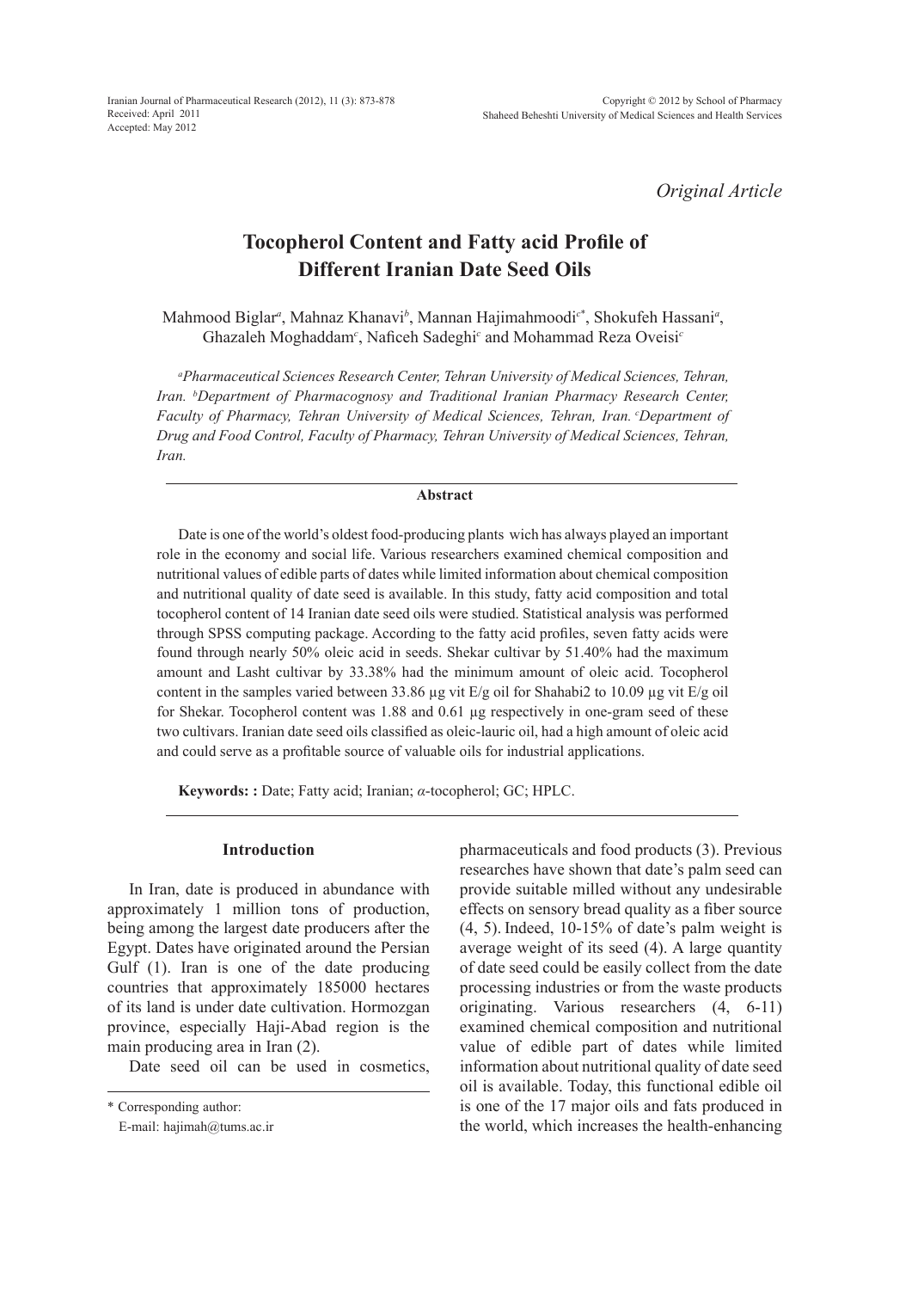*Original Article*

# Tocopherol Content and Fatty acid Profile of Different Iranian Date Seed Oils

Mahmood Biglar[a], Mahnaz Khanavi[b], Mannan Hajimahmoodi[c*], Shokufeh Hassani[a], Ghazaleh Moghaddam[c], Naficeh Sadeghi[c] and Mohammad Reza Oveisi[c]

*[a]Pharmaceutical Sciences Research Center, Tehran University of Medical Sciences, Tehran, Iran. [b]Department of Pharmacognosy and Traditional Iranian Pharmacy Research Center, Faculty of Pharmacy, Tehran University of Medical Sciences, Tehran, Iran. [c]Department of Drug and Food Control, Faculty of Pharmacy, Tehran University of Medical Sciences, Tehran, Iran.*

## Abstract

Date is one of the world's oldest food-producing plants wich has always played an important role in the economy and social life. Various researchers examined chemical composition and nutritional values of edible parts of dates while limited information about chemical composition and nutritional quality of date seed is available. In this study, fatty acid composition and total tocopherol content of 14 Iranian date seed oils were studied. Statistical analysis was performed through SPSS computing package. According to the fatty acid profiles, seven fatty acids were found through nearly 50% oleic acid in seeds. Shekar cultivar by 51.40% had the maximum amount and Lasht cultivar by 33.38% had the minimum amount of oleic acid. Tocopherol content in the samples varied between 33.86 µg vit E/g oil for Shahabi2 to 10.09 µg vit E/g oil for Shekar. Tocopherol content was 1.88 and 0.61 µg respectively in one-gram seed of these two cultivars. Iranian date seed oils classified as oleic-lauric oil, had a high amount of oleic acid and could serve as a profitable source of valuable oils for industrial applications.

**Keywords: :** Date; Fatty acid; Iranian; *α*-tocopherol; GC; HPLC.

## Introduction

In Iran, date is produced in abundance with approximately 1 million tons of production, being among the largest date producers after the Egypt. Dates have originated around the Persian Gulf (1). Iran is one of the date producing countries that approximately 185000 hectares of its land is under date cultivation. Hormozgan province, especially Haji-Abad region is the main producing area in Iran (2).

Date seed oil can be used in cosmetics, pharmaceuticals and food products (3). Previous researches have shown that date's palm seed can provide suitable milled without any undesirable effects on sensory bread quality as a fiber source (4, 5). Indeed, 10-15% of date's palm weight is average weight of its seed (4). A large quantity of date seed could be easily collect from the date processing industries or from the waste products originating. Various researchers (4, 6-11) examined chemical composition and nutritional value of edible part of dates while limited information about nutritional quality of date seed oil is available. Today, this functional edible oil is one of the 17 major oils and fats produced in the world, which increases the health-enhancing

\* Corresponding author:

E-mail: hajimah@tums.ac.ir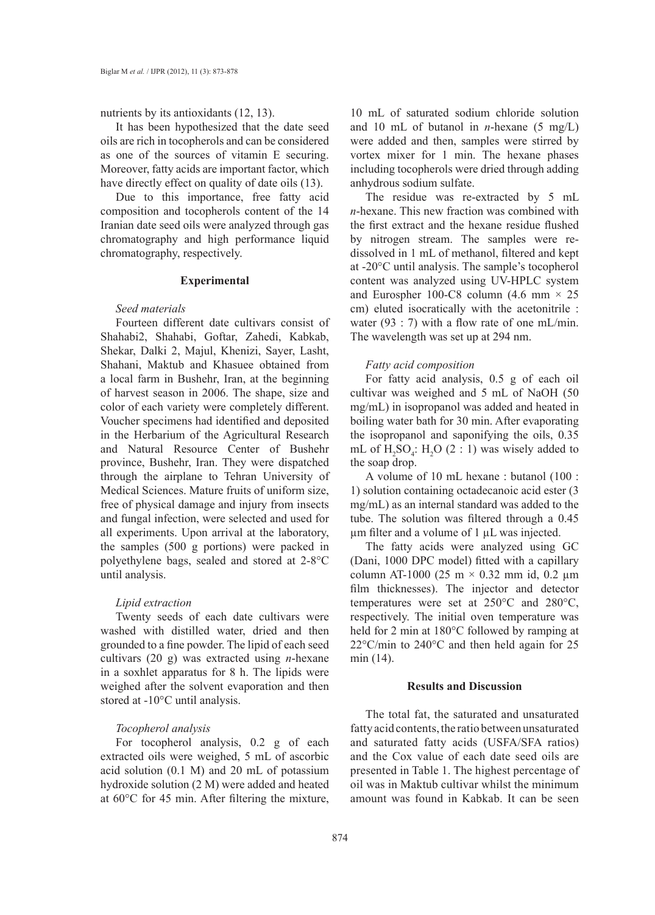nutrients by its antioxidants (12, 13).

It has been hypothesized that the date seed oils are rich in tocopherols and can be considered as one of the sources of vitamin E securing. Moreover, fatty acids are important factor, which have directly effect on quality of date oils (13).

Due to this importance, free fatty acid composition and tocopherols content of the 14 Iranian date seed oils were analyzed through gas chromatography and high performance liquid chromatography, respectively.

## Experimental

### *Seed materials*

Fourteen different date cultivars consist of Shahabi2, Shahabi, Goftar, Zahedi, Kabkab, Shekar, Dalki 2, Majul, Khenizi, Sayer, Lasht, Shahani, Maktub and Khasuee obtained from a local farm in Bushehr, Iran, at the beginning of harvest season in 2006. The shape, size and color of each variety were completely different. Voucher specimens had identified and deposited in the Herbarium of the Agricultural Research and Natural Resource Center of Bushehr province, Bushehr, Iran. They were dispatched through the airplane to Tehran University of Medical Sciences. Mature fruits of uniform size, free of physical damage and injury from insects and fungal infection, were selected and used for all experiments. Upon arrival at the laboratory, the samples (500 g portions) were packed in polyethylene bags, sealed and stored at 2-8°C until analysis.

### *Lipid extraction*

Twenty seeds of each date cultivars were washed with distilled water, dried and then grounded to a fine powder. The lipid of each seed cultivars (20 g) was extracted using *n*-hexane in a soxhlet apparatus for 8 h. The lipids were weighed after the solvent evaporation and then stored at -10°C until analysis.

### *Tocopherol analysis*

For tocopherol analysis, 0.2 g of each extracted oils were weighed, 5 mL of ascorbic acid solution (0.1 M) and 20 mL of potassium hydroxide solution (2 M) were added and heated at 60°C for 45 min. After filtering the mixture, 10 mL of saturated sodium chloride solution and 10 mL of butanol in *n*-hexane (5 mg/L) were added and then, samples were stirred by vortex mixer for 1 min. The hexane phases including tocopherols were dried through adding anhydrous sodium sulfate.

The residue was re-extracted by 5 mL *n*-hexane. This new fraction was combined with the first extract and the hexane residue flushed by nitrogen stream. The samples were re-dissolved in 1 mL of methanol, filtered and kept at -20°C until analysis. The sample's tocopherol content was analyzed using UV-HPLC system and Eurospher 100-C8 column (4.6 mm × 25 cm) eluted isocratically with the acetonitrile : water (93 : 7) with a flow rate of one mL/min. The wavelength was set up at 294 nm.

### *Fatty acid composition*

For fatty acid analysis, 0.5 g of each oil cultivar was weighed and 5 mL of NaOH (50 mg/mL) in isopropanol was added and heated in boiling water bath for 30 min. After evaporating the isopropanol and saponifying the oils, 0.35 mL of $H_2SO_4$: $H_2O$ (2 : 1) was wisely added to the soap drop.

A volume of 10 mL hexane : butanol (100 : 1) solution containing octadecanoic acid ester (3 mg/mL) as an internal standard was added to the tube. The solution was filtered through a 0.45 µm filter and a volume of 1 µL was injected.

The fatty acids were analyzed using GC (Dani, 1000 DPC model) fitted with a capillary column AT-1000 (25 m × 0.32 mm id, 0.2 µm film thicknesses). The injector and detector temperatures were set at 250°C and 280°C, respectively. The initial oven temperature was held for 2 min at 180°C followed by ramping at 22°C/min to 240°C and then held again for 25 min (14).

## Results and Discussion

The total fat, the saturated and unsaturated fatty acid contents, the ratio between unsaturated and saturated fatty acids (USFA/SFA ratios) and the Cox value of each date seed oils are presented in Table 1. The highest percentage of oil was in Maktub cultivar whilst the minimum amount was found in Kabkab. It can be seen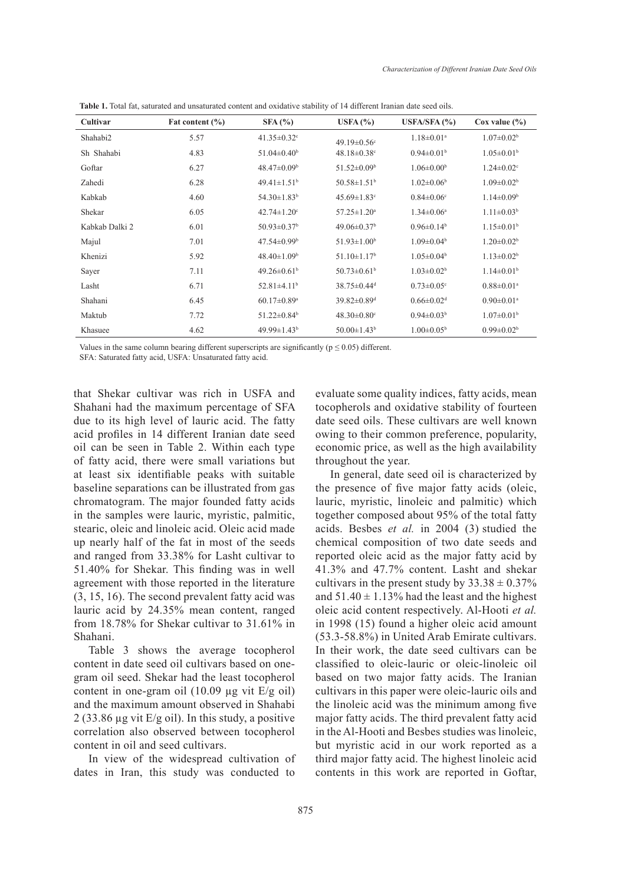**Table 1.** Total fat, saturated and unsaturated content and oxidative stability of 14 different Iranian date seed oils.

| Cultivar | Fat content (%) | SFA (%) | USFA (%) | USFA/SFA (%) | Cox value (%) |
|---|---|---|---|---|---|
| Shahabi2 | 5.57 | 41.35±0.32[c] | 49.19±0.56[c] | 1.18±0.01[a] | 1.07±0.02[b] |
| Sh Shahabi | 4.83 | 51.04±0.40[b] | 48.18±0.38[c] | 0.94±0.01[b] | 1.05±0.01[b] |
| Goftar | 6.27 | 48.47±0.09[b] | 51.52±0.09[b] | 1.06±0.00[b] | 1.24±0.02[c] |
| Zahedi | 6.28 | 49.41±1.51[b] | 50.58±1.51[b] | 1.02±0.06[b] | 1.09±0.02[b] |
| Kabkab | 4.60 | 54.30±1.83[b] | 45.69±1.83[c] | 0.84±0.06[c] | 1.14±0.09[b] |
| Shekar | 6.05 | 42.74±1.20[c] | 57.25±1.20[a] | 1.34±0.06[a] | 1.11±0.03[b] |
| Kabkab Dalki 2 | 6.01 | 50.93±0.37[b] | 49.06±0.37[b] | 0.96±0.14[b] | 1.15±0.01[b] |
| Majul | 7.01 | 47.54±0.99[b] | 51.93±1.00[b] | 1.09±0.04[b] | 1.20±0.02[b] |
| Khenizi | 5.92 | 48.40±1.09[b] | 51.10±1.17[b] | 1.05±0.04[b] | 1.13±0.02[b] |
| Sayer | 7.11 | 49.26±0.61[b] | 50.73±0.61[b] | 1.03±0.02[b] | 1.14±0.01[b] |
| Lasht | 6.71 | 52.81±4.11[b] | 38.75±0.44[d] | 0.73±0.05[c] | 0.88±0.01[a] |
| Shahani | 6.45 | 60.17±0.89[a] | 39.82±0.89[d] | 0.66±0.02[d] | 0.90±0.01[a] |
| Maktub | 7.72 | 51.22±0.84[b] | 48.30±0.80[c] | 0.94±0.03[b] | 1.07±0.01[b] |
| Khasuee | 4.62 | 49.99±1.43[b] | 50.00±1.43[b] | 1.00±0.05[b] | 0.99±0.02[b] |

Values in the same column bearing different superscripts are significantly ($p \leq 0.05$) different.
SFA: Saturated fatty acid, USFA: Unsaturated fatty acid.

that Shekar cultivar was rich in USFA and Shahani had the maximum percentage of SFA due to its high level of lauric acid. The fatty acid profiles in 14 different Iranian date seed oil can be seen in Table 2. Within each type of fatty acid, there were small variations but at least six identifiable peaks with suitable baseline separations can be illustrated from gas chromatogram. The major founded fatty acids in the samples were lauric, myristic, palmitic, stearic, oleic and linoleic acid. Oleic acid made up nearly half of the fat in most of the seeds and ranged from 33.38% for Lasht cultivar to 51.40% for Shekar. This finding was in well agreement with those reported in the literature (3, 15, 16). The second prevalent fatty acid was lauric acid by 24.35% mean content, ranged from 18.78% for Shekar cultivar to 31.61% in Shahani.

Table 3 shows the average tocopherol content in date seed oil cultivars based on one-gram oil seed. Shekar had the least tocopherol content in one-gram oil (10.09 µg vit E/g oil) and the maximum amount observed in Shahabi 2 (33.86 µg vit E/g oil). In this study, a positive correlation also observed between tocopherol content in oil and seed cultivars.

In view of the widespread cultivation of dates in Iran, this study was conducted to evaluate some quality indices, fatty acids, mean tocopherols and oxidative stability of fourteen date seed oils. These cultivars are well known owing to their common preference, popularity, economic price, as well as the high availability throughout the year.

In general, date seed oil is characterized by the presence of five major fatty acids (oleic, lauric, myristic, linoleic and palmitic) which together composed about 95% of the total fatty acids. Besbes *et al.* in 2004 (3) studied the chemical composition of two date seeds and reported oleic acid as the major fatty acid by 41.3% and 47.7% content. Lasht and shekar cultivars in the present study by 33.38 ± 0.37% and 51.40 ± 1.13% had the least and the highest oleic acid content respectively. Al-Hooti *et al.* in 1998 (15) found a higher oleic acid amount (53.3-58.8%) in United Arab Emirate cultivars. In their work, the date seed cultivars can be classified to oleic-lauric or oleic-linoleic oil based on two major fatty acids. The Iranian cultivars in this paper were oleic-lauric oils and the linoleic acid was the minimum among five major fatty acids. The third prevalent fatty acid in the Al-Hooti and Besbes studies was linoleic, but myristic acid in our work reported as a third major fatty acid. The highest linoleic acid contents in this work are reported in Goftar,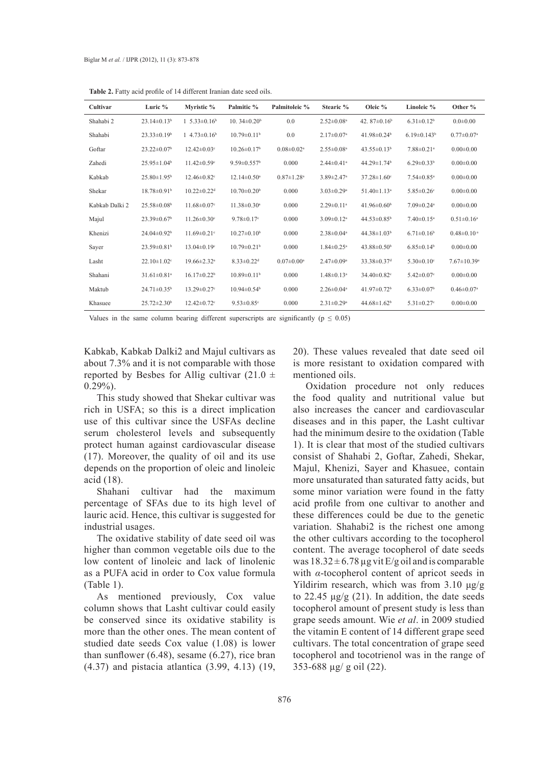**Table 2.** Fatty acid profile of 14 different Iranian date seed oils.

| Cultivar | Luric % | Myristic % | Palmitic % | Palmitoleic % | Stearic % | Oleic % | Linoleic % | Other % |
|---|---|---|---|---|---|---|---|---|
| Shahabi 2 | 23.14±0.13[b] | 1 5.33±0.16[b] | 10. 34±0.20[b] | 0.0 | 2.52±0.08[a] | 42. 87±0.16[b] | 6.31±0.12[b] | 0.0±0.00 |
| Shahabi | 23.33±0.19[b] | 1 4.73±0.16[b] | 10.79±0.11[b] | 0.0 | 2.17±0.07[a] | 41.98±0.24[b] | 6.19±0.143[b] | 0.77±0.07[a] |
| Goftar | 23.22±0.07[b] | 12.42±0.03[c] | 10.26±0.17[b] | 0.08±0.02[a] | 2.55±0.08[a] | 43.55±0.13[b] | 7.88±0.21[a] | 0.00±0.00 |
| Zahedi | 25.95±1.04[b] | 11.42±0.59[c] | 9.59±0.557[b] | 0.000 | 2.44±0.41[a] | 44.29±1.74[b] | 6.29±0.33[b] | 0.00±0.00 |
| Kabkab | 25.80±1.95[b] | 12.46±0.82[c] | 12.14±0.50[a] | 0.87±1.28[a] | 3.89±2.47[a] | 37.28±1.60[c] | 7.54±0.85[a] | 0.00±0.00 |
| Shekar | 18.78±0.91[b] | 10.22±0.22[d] | 10.70±0.20[b] | 0.000 | 3.03±0.29[a] | 51.40±1.13[a] | 5.85±0.26[c] | 0.00±0.00 |
| Kabkab Dalki 2 | 25.58±0.08[b] | 11.68±0.07[c] | 11.38±0.30[a] | 0.000 | 2.29±0.11[a] | 41.96±0.60[b] | 7.09±0.24[a] | 0.00±0.00 |
| Majul | 23.39±0.67[b] | 11.26±0.30[c] | 9.78±0.17[c] | 0.000 | 3.09±0.12[a] | 44.53±0.85[b] | 7.40±0.15[a] | 0.51±0.16[a] |
| Khenizi | 24.04±0.92[b] | 11.69±0.21[c] | 10.27±0.10[b] | 0.000 | 2.38±0.04[a] | 44.38±1.03[b] | 6.71±0.16[b] | 0.48±0.10[a] |
| Sayer | 23.59±0.81[b] | 13.04±0.19[c] | 10.79±0.21[b] | 0.000 | 1.84±0.25[a] | 43.88±0.50[b] | 6.85±0.14[b] | 0.00±0.00 |
| Lasht | 22.10±1.02[c] | 19.66±2.32[a] | 8.33±0.22[d] | 0.07±0.00[a] | 2.47±0.09[a] | 33.38±0.37[d] | 5.30±0.10[c] | 7.67±10.39[a] |
| Shahani | 31.61±0.81[a] | 16.17±0.22[b] | 10.89±0.11[b] | 0.000 | 1.48±0.13[a] | 34.40±0.82[c] | 5.42±0.07[c] | 0.00±0.00 |
| Maktub | 24.71±0.35[b] | 13.29±0.27[c] | 10.94±0.54[b] | 0.000 | 2.26±0.04[a] | 41.97±0.72[b] | 6.33±0.07[b] | 0.46±0.07[a] |
| Khasuee | 25.72±2.30[b] | 12.42±0.72[c] | 9.53±0.85[c] | 0.000 | 2.31±0.29[a] | 44.68±1.62[b] | 5.31±0.27[c] | 0.00±0.00 |

Values in the same column bearing different superscripts are significantly ($p \leq 0.05$)

Kabkab, Kabkab Dalki2 and Majul cultivars as about 7.3% and it is not comparable with those reported by Besbes for Allig cultivar ($21.0 \pm 0.29\%$).

This study showed that Shekar cultivar was rich in USFA; so this is a direct implication use of this cultivar since the USFAs decline serum cholesterol levels and subsequently protect human against cardiovascular disease (17). Moreover, the quality of oil and its use depends on the proportion of oleic and linoleic acid (18).

Shahani cultivar had the maximum percentage of SFAs due to its high level of lauric acid. Hence, this cultivar is suggested for industrial usages.

The oxidative stability of date seed oil was higher than common vegetable oils due to the low content of linoleic and lack of linolenic as a PUFA acid in order to Cox value formula (Table 1).

As mentioned previously, Cox value column shows that Lasht cultivar could easily be conserved since its oxidative stability is more than the other ones. The mean content of studied date seeds Cox value (1.08) is lower than sunflower (6.48), sesame (6.27), rice bran (4.37) and pistacia atlantica (3.99, 4.13) (19, 20). These values revealed that date seed oil is more resistant to oxidation compared with mentioned oils.

Oxidation procedure not only reduces the food quality and nutritional value but also increases the cancer and cardiovascular diseases and in this paper, the Lasht cultivar had the minimum desire to the oxidation (Table 1). It is clear that most of the studied cultivars consist of Shahabi 2, Goftar, Zahedi, Shekar, Majul, Khenizi, Sayer and Khasuee, contain more unsaturated than saturated fatty acids, but some minor variation were found in the fatty acid profile from one cultivar to another and these differences could be due to the genetic variation. Shahabi2 is the richest one among the other cultivars according to the tocopherol content. The average tocopherol of date seeds was $18.32 \pm 6.78$ µg vit E/g oil and is comparable with $\alpha$-tocopherol content of apricot seeds in Yildirim research, which was from 3.10 µg/g to 22.45 µg/g (21). In addition, the date seeds tocopherol amount of present study is less than grape seeds amount. Wie *et al*. in 2009 studied the vitamin E content of 14 different grape seed cultivars. The total concentration of grape seed tocopherol and tocotrienol was in the range of 353-688 µg/ g oil (22).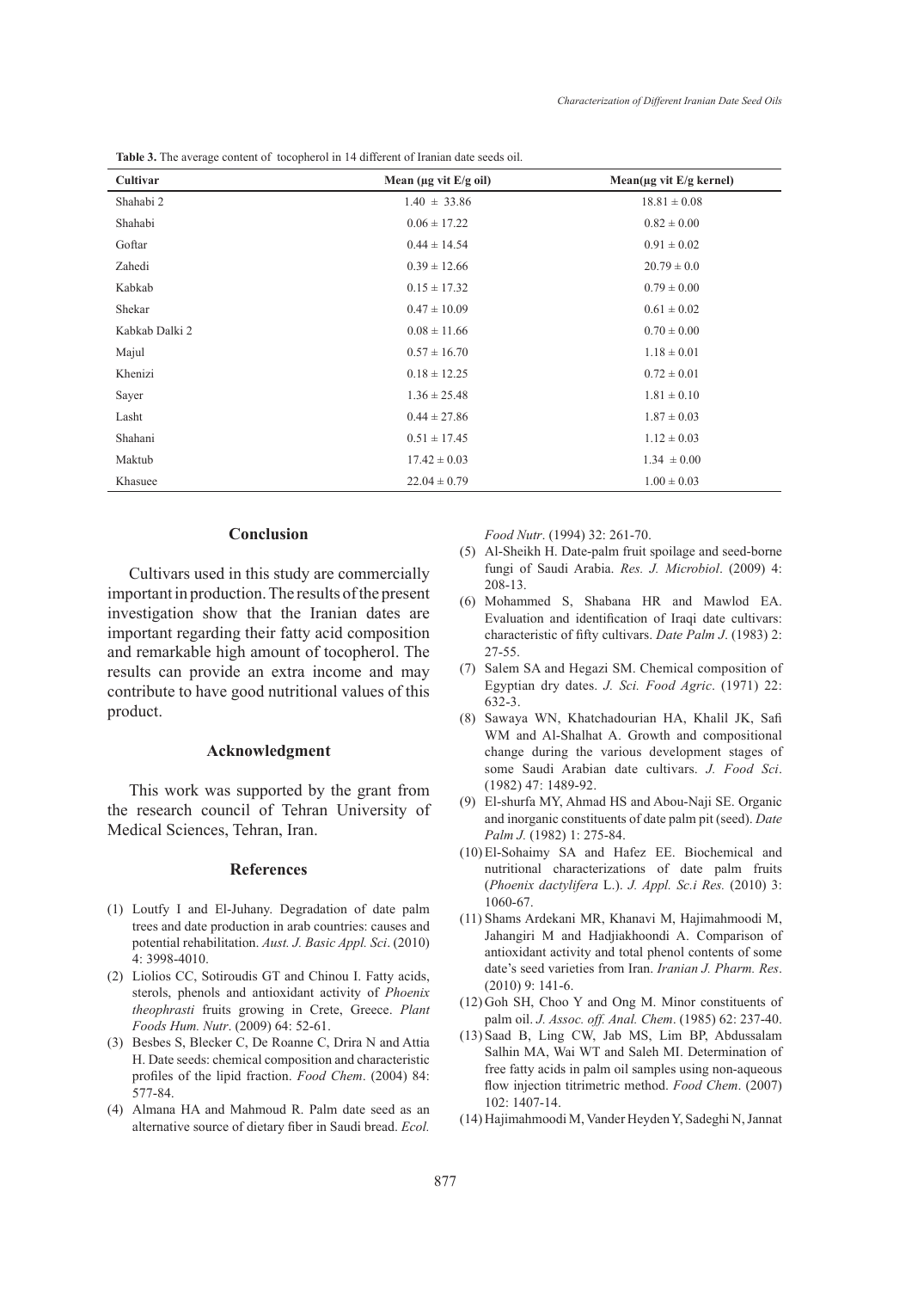**Table 3.** The average content of tocopherol in 14 different of Iranian date seeds oil.

| Cultivar | Mean (μg vit E/g oil) | Mean(μg vit E/g kernel) |
|---|---|---|
| Shahabi 2 | 1.40 ± 33.86 | 18.81 ± 0.08 |
| Shahabi | 0.06 ± 17.22 | 0.82 ± 0.00 |
| Goftar | 0.44 ± 14.54 | 0.91 ± 0.02 |
| Zahedi | 0.39 ± 12.66 | 20.79 ± 0.0 |
| Kabkab | 0.15 ± 17.32 | 0.79 ± 0.00 |
| Shekar | 0.47 ± 10.09 | 0.61 ± 0.02 |
| Kabkab Dalki 2 | 0.08 ± 11.66 | 0.70 ± 0.00 |
| Majul | 0.57 ± 16.70 | 1.18 ± 0.01 |
| Khenizi | 0.18 ± 12.25 | 0.72 ± 0.01 |
| Sayer | 1.36 ± 25.48 | 1.81 ± 0.10 |
| Lasht | 0.44 ± 27.86 | 1.87 ± 0.03 |
| Shahani | 0.51 ± 17.45 | 1.12 ± 0.03 |
| Maktub | 17.42 ± 0.03 | 1.34 ± 0.00 |
| Khasuee | 22.04 ± 0.79 | 1.00 ± 0.03 |

## Conclusion

Cultivars used in this study are commercially important in production. The results of the present investigation show that the Iranian dates are important regarding their fatty acid composition and remarkable high amount of tocopherol. The results can provide an extra income and may contribute to have good nutritional values of this product.

## Acknowledgment

This work was supported by the grant from the research council of Tehran University of Medical Sciences, Tehran, Iran.

## References

(1) Loutfy I and El-Juhany. Degradation of date palm trees and date production in arab countries: causes and potential rehabilitation. *Aust. J. Basic Appl. Sci*. (2010) 4: 3998-4010.

(2) Liolios CC, Sotiroudis GT and Chinou I. Fatty acids, sterols, phenols and antioxidant activity of *Phoenix theophrasti* fruits growing in Crete, Greece. *Plant Foods Hum. Nutr*. (2009) 64: 52-61.

(3) Besbes S, Blecker C, De Roanne C, Drira N and Attia H. Date seeds: chemical composition and characteristic profiles of the lipid fraction. *Food Chem*. (2004) 84: 577-84.

(4) Almana HA and Mahmoud R. Palm date seed as an alternative source of dietary fiber in Saudi bread. *Ecol. Food Nutr*. (1994) 32: 261-70.

(5) Al-Sheikh H. Date-palm fruit spoilage and seed-borne fungi of Saudi Arabia. *Res. J. Microbiol*. (2009) 4: 208-13.

(6) Mohammed S, Shabana HR and Mawlod EA. Evaluation and identification of Iraqi date cultivars: characteristic of fifty cultivars. *Date Palm J*. (1983) 2: 27-55.

(7) Salem SA and Hegazi SM. Chemical composition of Egyptian dry dates. *J. Sci. Food Agric*. (1971) 22: 632-3.

(8) Sawaya WN, Khatchadourian HA, Khalil JK, Safi WM and Al-Shalhat A. Growth and compositional change during the various development stages of some Saudi Arabian date cultivars. *J. Food Sci*. (1982) 47: 1489-92.

(9) El-shurfa MY, Ahmad HS and Abou-Naji SE. Organic and inorganic constituents of date palm pit (seed). *Date Palm J.* (1982) 1: 275-84.

(10) El-Sohaimy SA and Hafez EE. Biochemical and nutritional characterizations of date palm fruits (*Phoenix dactylifera* L.). *J. Appl. Sc.i Res.* (2010) 3: 1060-67.

(11) Shams Ardekani MR, Khanavi M, Hajimahmoodi M, Jahangiri M and Hadjiakhoondi A. Comparison of antioxidant activity and total phenol contents of some date's seed varieties from Iran. *Iranian J. Pharm. Res*. (2010) 9: 141-6.

(12) Goh SH, Choo Y and Ong M. Minor constituents of palm oil. *J. Assoc. off. Anal. Chem*. (1985) 62: 237-40.

(13) Saad B, Ling CW, Jab MS, Lim BP, Abdussalam Salhin MA, Wai WT and Saleh MI. Determination of free fatty acids in palm oil samples using non-aqueous flow injection titrimetric method. *Food Chem*. (2007) 102: 1407-14.

(14) Hajimahmoodi M, Vander Heyden Y, Sadeghi N, Jannat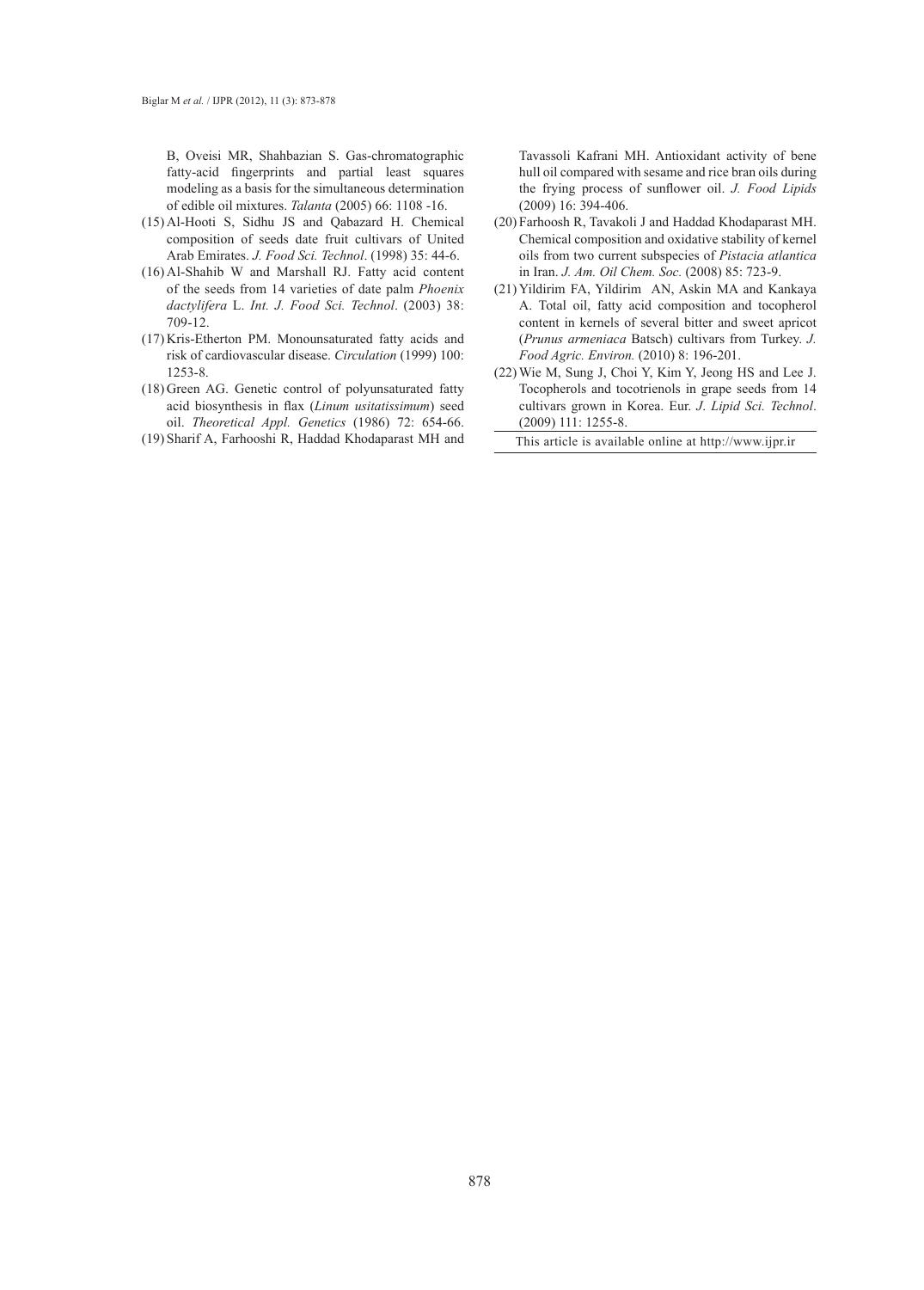B, Oveisi MR, Shahbazian S. Gas-chromatographic fatty-acid fingerprints and partial least squares modeling as a basis for the simultaneous determination of edible oil mixtures. *Talanta* (2005) 66: 1108 -16.

(15) Al-Hooti S, Sidhu JS and Qabazard H. Chemical composition of seeds date fruit cultivars of United Arab Emirates. *J. Food Sci. Technol*. (1998) 35: 44-6.

(16) Al-Shahib W and Marshall RJ. Fatty acid content of the seeds from 14 varieties of date palm *Phoenix dactylifera* L. *Int. J. Food Sci. Technol*. (2003) 38: 709-12.

(17) Kris-Etherton PM. Monounsaturated fatty acids and risk of cardiovascular disease. *Circulation* (1999) 100: 1253-8.

(18) Green AG. Genetic control of polyunsaturated fatty acid biosynthesis in flax (*Linum usitatissimum*) seed oil. *Theoretical Appl. Genetics* (1986) 72: 654-66.

(19) Sharif A, Farhooshi R, Haddad Khodaparast MH and Tavassoli Kafrani MH. Antioxidant activity of bene hull oil compared with sesame and rice bran oils during the frying process of sunflower oil. *J. Food Lipids* (2009) 16: 394-406.

(20) Farhoosh R, Tavakoli J and Haddad Khodaparast MH. Chemical composition and oxidative stability of kernel oils from two current subspecies of *Pistacia atlantica* in Iran. *J. Am. Oil Chem. Soc.* (2008) 85: 723-9.

(21) Yildirim FA, Yildirim AN, Askin MA and Kankaya A. Total oil, fatty acid composition and tocopherol content in kernels of several bitter and sweet apricot (*Prunus armeniaca* Batsch) cultivars from Turkey. *J. Food Agric. Environ.* (2010) 8: 196-201.

(22) Wie M, Sung J, Choi Y, Kim Y, Jeong HS and Lee J. Tocopherols and tocotrienols in grape seeds from 14 cultivars grown in Korea. Eur. *J. Lipid Sci. Technol*. (2009) 111: 1255-8.

This article is available online at http://www.ijpr.ir